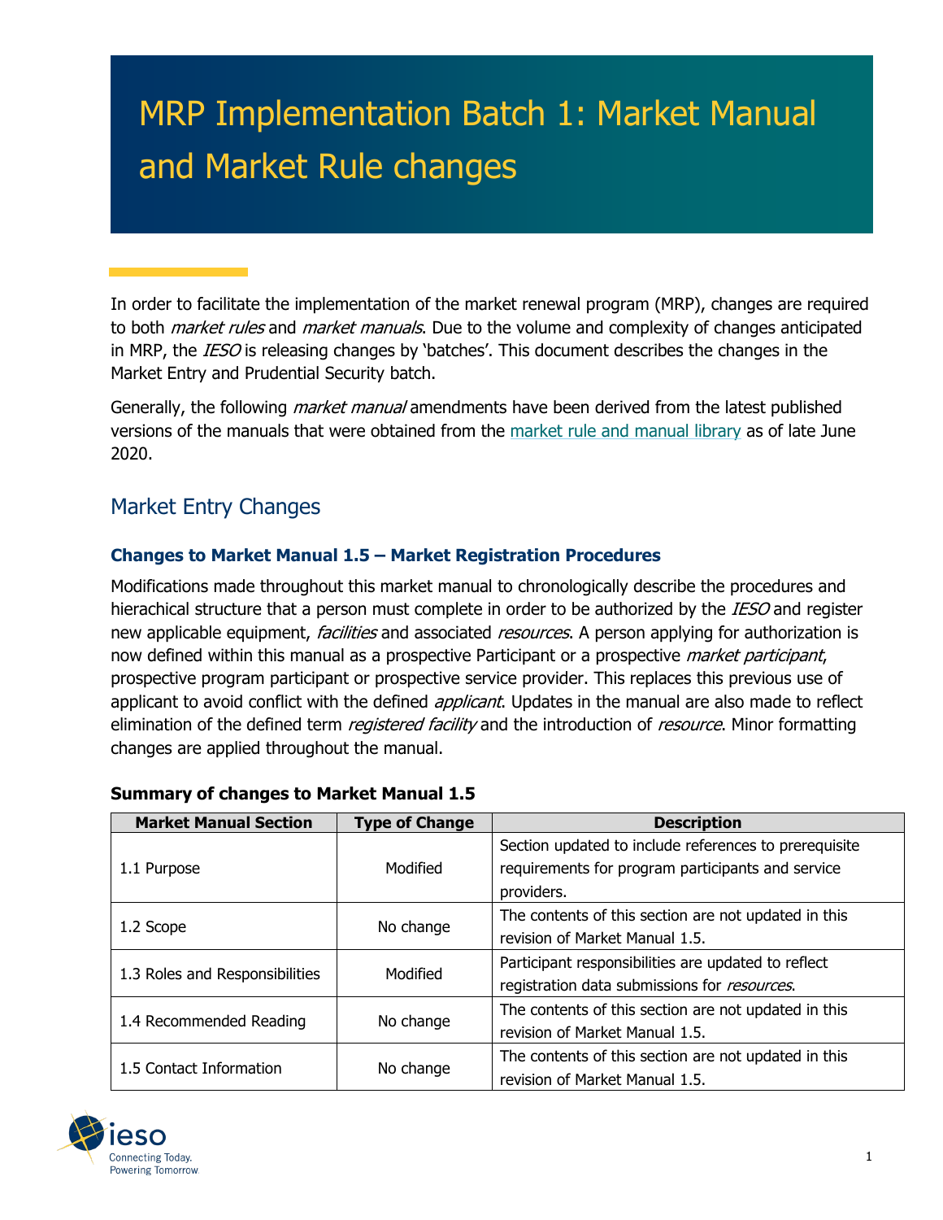# MRP Implementation Batch 1: Market Manual and Market Rule changes

In order to facilitate the implementation of the market renewal program (MRP), changes are required to both *market rules* and *market manuals*. Due to the volume and complexity of changes anticipated in MRP, the *IESO* is releasing changes by 'batches'. This document describes the changes in the Market Entry and Prudential Security batch.

Generally, the following *market manual* amendments have been derived from the latest published versions of the manuals that were obtained from the market rule and manual library as of late June 2020.

## Market Entry Changes

### Changes to Market Manual 1.5 – Market Registration Procedures

Modifications made throughout this market manual to chronologically describe the procedures and hierachical structure that a person must complete in order to be authorized by the *IESO* and register new applicable equipment, *facilities* and associated *resources*. A person applying for authorization is now defined within this manual as a prospective Participant or a prospective *market participant*, prospective program participant or prospective service provider. This replaces this previous use of applicant to avoid conflict with the defined *applicant*. Updates in the manual are also made to reflect elimination of the defined term *registered facility* and the introduction of *resource*. Minor formatting changes are applied throughout the manual.

**Summary of changes to Market Manual 1.5**

| Market Manual Section | Type of Change | Description |
|---|---|---|
| 1.1 Purpose | Modified | Section updated to include references to prerequisite requirements for program participants and service providers. |
| 1.2 Scope | No change | The contents of this section are not updated in this revision of Market Manual 1.5. |
| 1.3 Roles and Responsibilities | Modified | Participant responsibilities are updated to reflect registration data submissions for *resources*. |
| 1.4 Recommended Reading | No change | The contents of this section are not updated in this revision of Market Manual 1.5. |
| 1.5 Contact Information | No change | The contents of this section are not updated in this revision of Market Manual 1.5. |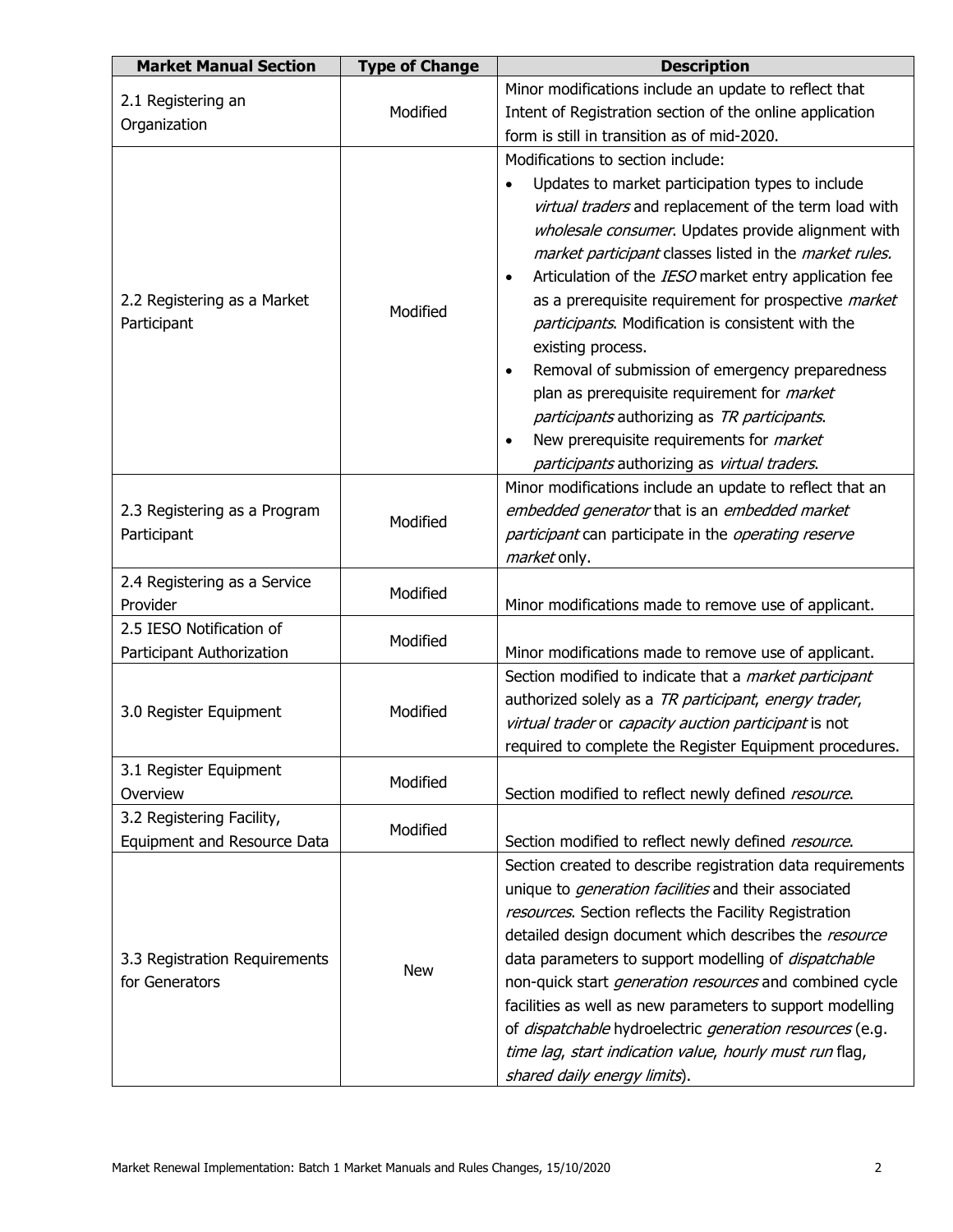| Market Manual Section | Type of Change | Description |
| --- | --- | --- |
| 2.1 Registering an Organization | Modified | Minor modifications include an update to reflect that Intent of Registration section of the online application form is still in transition as of mid-2020. |
| 2.2 Registering as a Market Participant | Modified | Modifications to section include:<br>• Updates to market participation types to include *virtual traders* and replacement of the term load with *wholesale consumer*. Updates provide alignment with *market participant* classes listed in the *market rules.*<br>• Articulation of the *IESO* market entry application fee as a prerequisite requirement for prospective *market participants*. Modification is consistent with the existing process.<br>• Removal of submission of emergency preparedness plan as prerequisite requirement for *market participants* authorizing as *TR participants*.<br>• New prerequisite requirements for *market participants* authorizing as *virtual traders*. |
| 2.3 Registering as a Program Participant | Modified | Minor modifications include an update to reflect that an *embedded generator* that is an *embedded market participant* can participate in the *operating reserve market* only. |
| 2.4 Registering as a Service Provider | Modified | Minor modifications made to remove use of applicant. |
| 2.5 IESO Notification of Participant Authorization | Modified | Minor modifications made to remove use of applicant. |
| 3.0 Register Equipment | Modified | Section modified to indicate that a *market participant* authorized solely as a *TR participant*, *energy trader*, *virtual trader* or *capacity auction participant* is not required to complete the Register Equipment procedures. |
| 3.1 Register Equipment Overview | Modified | Section modified to reflect newly defined *resource*. |
| 3.2 Registering Facility, Equipment and Resource Data | Modified | Section modified to reflect newly defined *resource*. |
| 3.3 Registration Requirements for Generators | New | Section created to describe registration data requirements unique to *generation facilities* and their associated *resources*. Section reflects the Facility Registration detailed design document which describes the *resource* data parameters to support modelling of *dispatchable* non-quick start *generation resources* and combined cycle facilities as well as new parameters to support modelling of *dispatchable* hydroelectric *generation resources* (e.g. *time lag*, *start indication value*, *hourly must run* flag, *shared daily energy limits*). |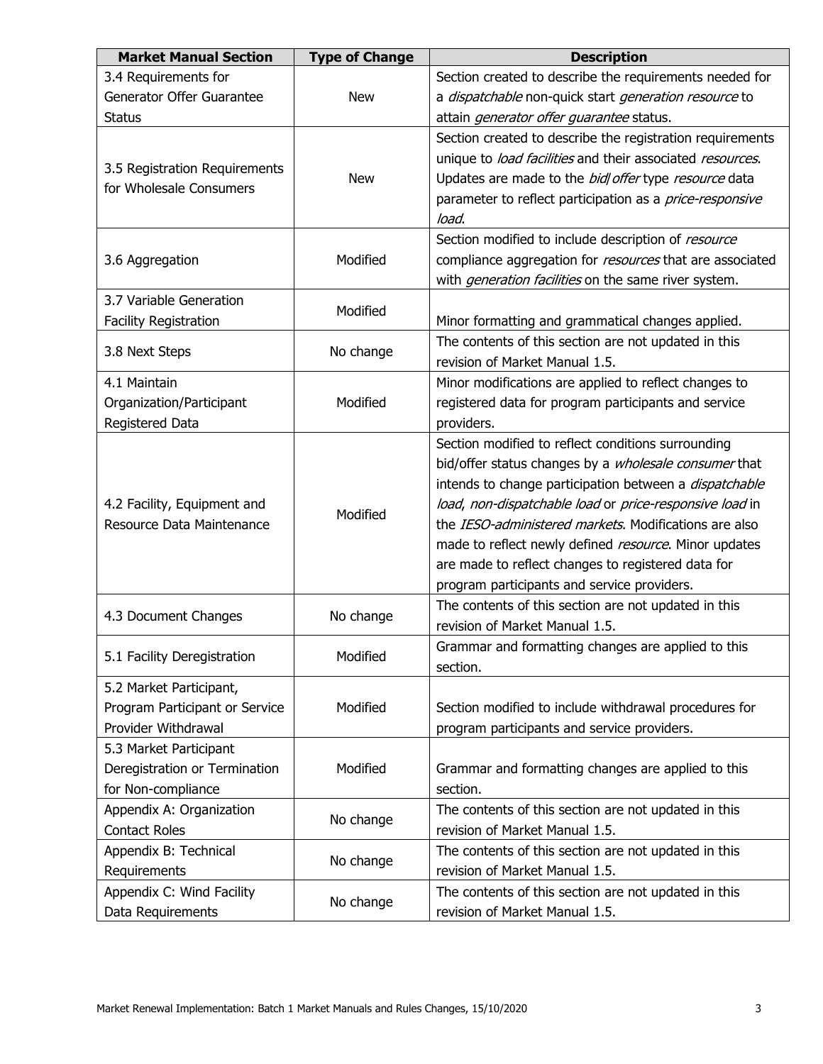| Market Manual Section | Type of Change | Description |
| --- | --- | --- |
| 3.4 Requirements for Generator Offer Guarantee Status | New | Section created to describe the requirements needed for a *dispatchable* non-quick start *generation resource* to attain *generator offer guarantee* status. |
| 3.5 Registration Requirements for Wholesale Consumers | New | Section created to describe the registration requirements unique to *load facilities* and their associated *resources*. Updates are made to the *bid/offer* type *resource* data parameter to reflect participation as a *price-responsive load*. |
| 3.6 Aggregation | Modified | Section modified to include description of *resource* compliance aggregation for *resources* that are associated with *generation facilities* on the same river system. |
| 3.7 Variable Generation Facility Registration | Modified | Minor formatting and grammatical changes applied. |
| 3.8 Next Steps | No change | The contents of this section are not updated in this revision of Market Manual 1.5. |
| 4.1 Maintain Organization/Participant Registered Data | Modified | Minor modifications are applied to reflect changes to registered data for program participants and service providers. |
| 4.2 Facility, Equipment and Resource Data Maintenance | Modified | Section modified to reflect conditions surrounding bid/offer status changes by a *wholesale consumer* that intends to change participation between a *dispatchable load*, *non-dispatchable load* or *price-responsive load* in the *IESO-administered markets*. Modifications are also made to reflect newly defined *resource*. Minor updates are made to reflect changes to registered data for program participants and service providers. |
| 4.3 Document Changes | No change | The contents of this section are not updated in this revision of Market Manual 1.5. |
| 5.1 Facility Deregistration | Modified | Grammar and formatting changes are applied to this section. |
| 5.2 Market Participant, Program Participant or Service Provider Withdrawal | Modified | Section modified to include withdrawal procedures for program participants and service providers. |
| 5.3 Market Participant Deregistration or Termination for Non-compliance | Modified | Grammar and formatting changes are applied to this section. |
| Appendix A: Organization Contact Roles | No change | The contents of this section are not updated in this revision of Market Manual 1.5. |
| Appendix B: Technical Requirements | No change | The contents of this section are not updated in this revision of Market Manual 1.5. |
| Appendix C: Wind Facility Data Requirements | No change | The contents of this section are not updated in this revision of Market Manual 1.5. |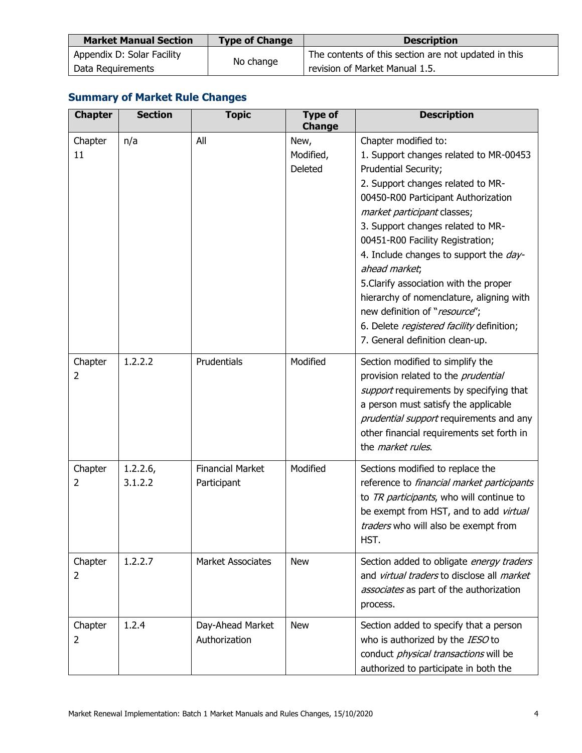| Market Manual Section | Type of Change | Description |
| --- | --- | --- |
| Appendix D: Solar Facility Data Requirements | No change | The contents of this section are not updated in this revision of Market Manual 1.5. |

## Summary of Market Rule Changes

| Chapter | Section | Topic | Type of Change | Description |
| --- | --- | --- | --- | --- |
| Chapter 11 | n/a | All | New, Modified, Deleted | Chapter modified to:<br>1. Support changes related to MR-00453 Prudential Security;<br>2. Support changes related to MR-00450-R00 Participant Authorization *market participant* classes;<br>3. Support changes related to MR-00451-R00 Facility Registration;<br>4. Include changes to support the *day-ahead market*;<br>5.Clarify association with the proper hierarchy of nomenclature, aligning with new definition of "*resource*";<br>6. Delete *registered facility* definition;<br>7. General definition clean-up. |
| Chapter 2 | 1.2.2.2 | Prudentials | Modified | Section modified to simplify the provision related to the *prudential support* requirements by specifying that a person must satisfy the applicable *prudential support* requirements and any other financial requirements set forth in the *market rules*. |
| Chapter 2 | 1.2.2.6, 3.1.2.2 | Financial Market Participant | Modified | Sections modified to replace the reference to *financial market participants* to *TR participants*, who will continue to be exempt from HST, and to add *virtual traders* who will also be exempt from HST. |
| Chapter 2 | 1.2.2.7 | Market Associates | New | Section added to obligate *energy traders* and *virtual traders* to disclose all *market associates* as part of the authorization process. |
| Chapter 2 | 1.2.4 | Day-Ahead Market Authorization | New | Section added to specify that a person who is authorized by the *IESO* to conduct *physical transactions* will be authorized to participate in both the |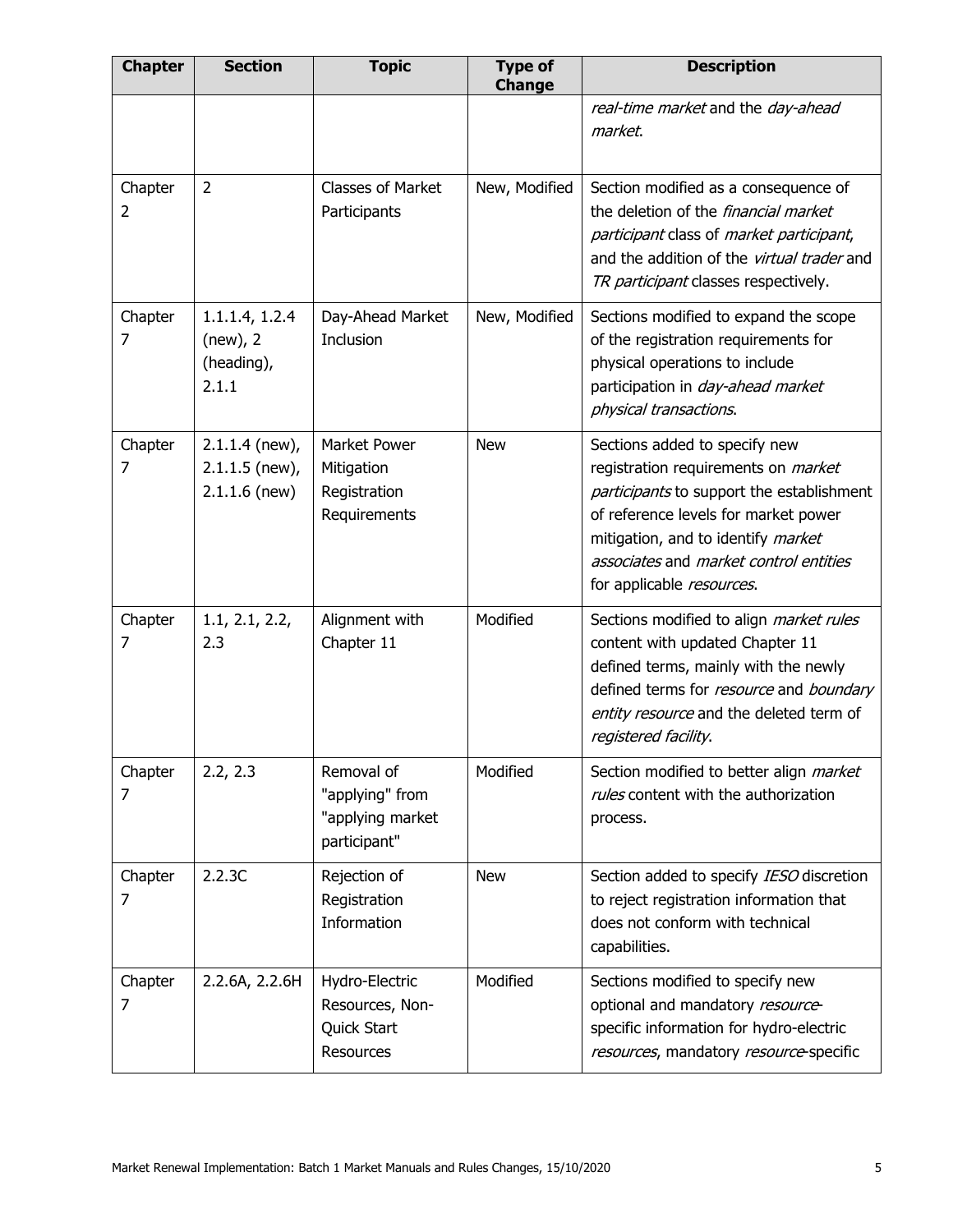| Chapter | Section | Topic | Type of Change | Description |
|---|---|---|---|---|
| | | | | *real-time market* and the *day-ahead market*. |
| Chapter 2 | 2 | Classes of Market Participants | New, Modified | Section modified as a consequence of the deletion of the *financial market participant* class of *market participant*, and the addition of the *virtual trader* and *TR participant* classes respectively. |
| Chapter 7 | 1.1.1.4, 1.2.4 (new), 2 (heading), 2.1.1 | Day-Ahead Market Inclusion | New, Modified | Sections modified to expand the scope of the registration requirements for physical operations to include participation in *day-ahead market physical transactions*. |
| Chapter 7 | 2.1.1.4 (new), 2.1.1.5 (new), 2.1.1.6 (new) | Market Power Mitigation Registration Requirements | New | Sections added to specify new registration requirements on *market participants* to support the establishment of reference levels for market power mitigation, and to identify *market associates* and *market control entities* for applicable *resources*. |
| Chapter 7 | 1.1, 2.1, 2.2, 2.3 | Alignment with Chapter 11 | Modified | Sections modified to align *market rules* content with updated Chapter 11 defined terms, mainly with the newly defined terms for *resource* and *boundary entity resource* and the deleted term of *registered facility*. |
| Chapter 7 | 2.2, 2.3 | Removal of "applying" from "applying market participant" | Modified | Section modified to better align *market rules* content with the authorization process. |
| Chapter 7 | 2.2.3C | Rejection of Registration Information | New | Section added to specify *IESO* discretion to reject registration information that does not conform with technical capabilities. |
| Chapter 7 | 2.2.6A, 2.2.6H | Hydro-Electric Resources, Non-Quick Start Resources | Modified | Sections modified to specify new optional and mandatory *resource*-specific information for hydro-electric *resources*, mandatory *resource*-specific |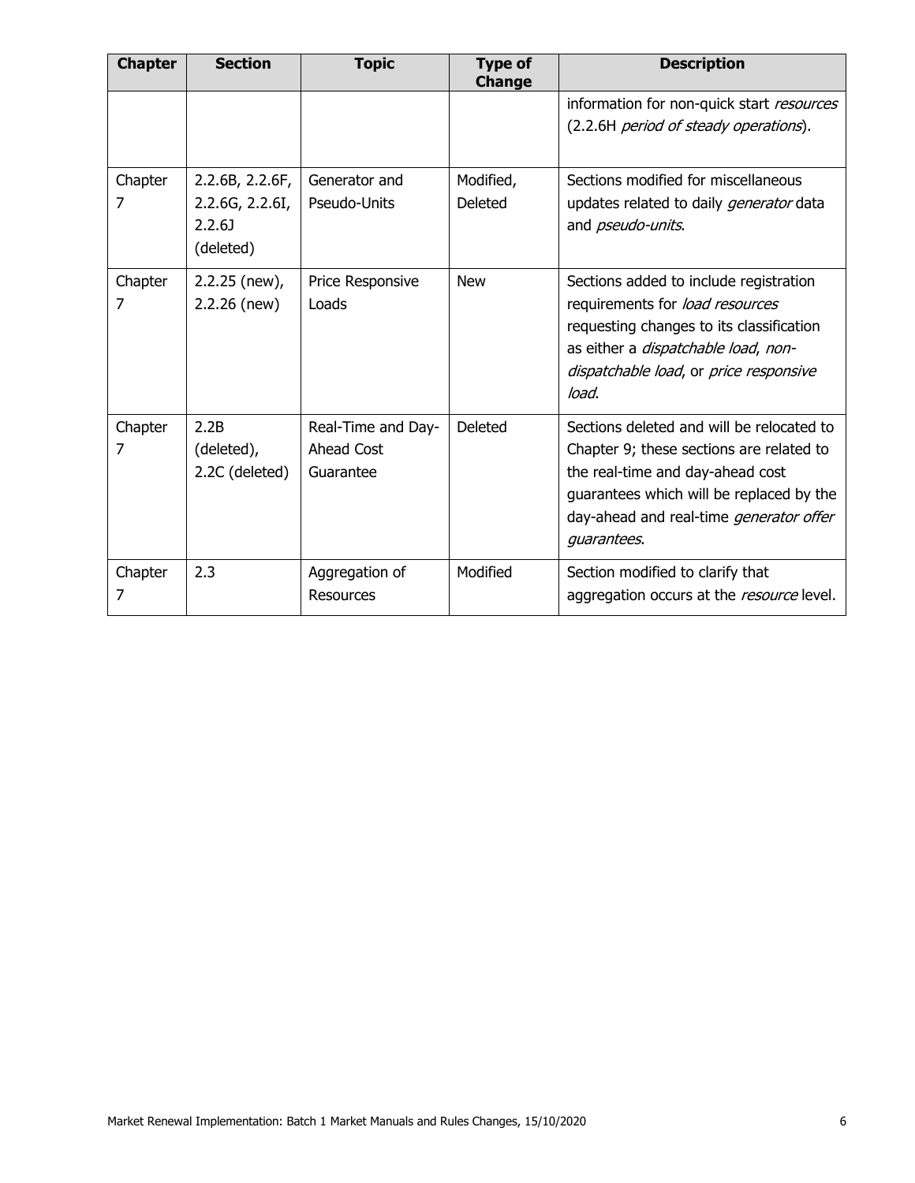| Chapter | Section | Topic | Type of Change | Description |
|---|---|---|---|---|
| | | | | information for non-quick start *resources* (2.2.6H *period of steady operations*). |
| Chapter 7 | 2.2.6B, 2.2.6F, 2.2.6G, 2.2.6I, 2.2.6J (deleted) | Generator and Pseudo-Units | Modified, Deleted | Sections modified for miscellaneous updates related to daily *generator* data and *pseudo-units*. |
| Chapter 7 | 2.2.25 (new), 2.2.26 (new) | Price Responsive Loads | New | Sections added to include registration requirements for *load resources* requesting changes to its classification as either a *dispatchable load*, *non-dispatchable load*, or *price responsive load*. |
| Chapter 7 | 2.2B (deleted), 2.2C (deleted) | Real-Time and Day-Ahead Cost Guarantee | Deleted | Sections deleted and will be relocated to Chapter 9; these sections are related to the real-time and day-ahead cost guarantees which will be replaced by the day-ahead and real-time *generator offer guarantees*. |
| Chapter 7 | 2.3 | Aggregation of Resources | Modified | Section modified to clarify that aggregation occurs at the *resource* level. |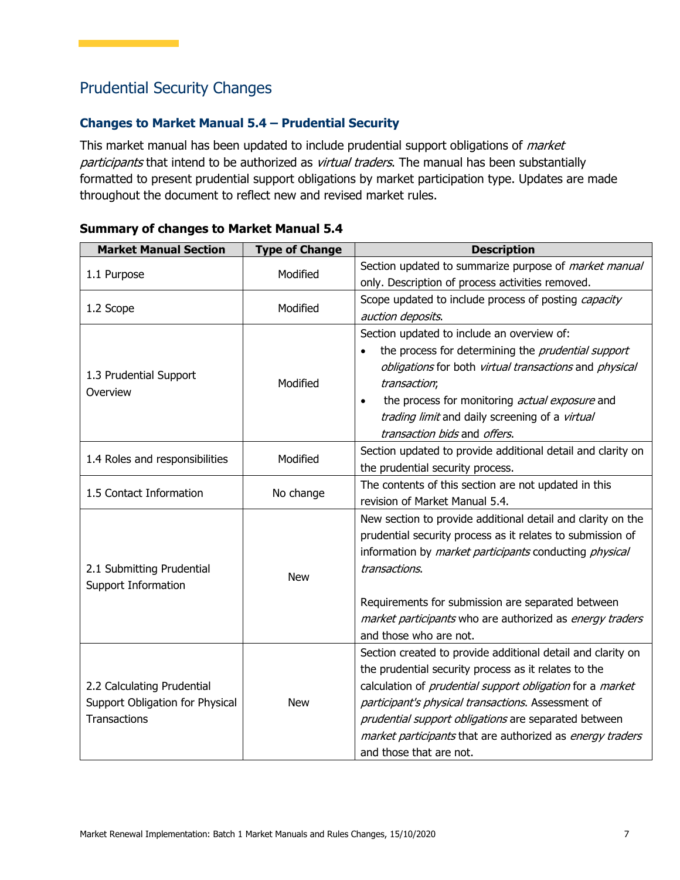## Prudential Security Changes

### Changes to Market Manual 5.4 – Prudential Security

This market manual has been updated to include prudential support obligations of *market participants* that intend to be authorized as *virtual traders*. The manual has been substantially formatted to present prudential support obligations by market participation type. Updates are made throughout the document to reflect new and revised market rules.

**Summary of changes to Market Manual 5.4**

| Market Manual Section | Type of Change | Description |
|---|---|---|
| 1.1 Purpose | Modified | Section updated to summarize purpose of *market manual* only. Description of process activities removed. |
| 1.2 Scope | Modified | Scope updated to include process of posting *capacity auction deposits*. |
| 1.3 Prudential Support Overview | Modified | Section updated to include an overview of:<br>• the process for determining the *prudential support obligations* for both *virtual transactions* and *physical transaction*;<br>• the process for monitoring *actual exposure* and *trading limit* and daily screening of a *virtual transaction bids* and *offers*. |
| 1.4 Roles and responsibilities | Modified | Section updated to provide additional detail and clarity on the prudential security process. |
| 1.5 Contact Information | No change | The contents of this section are not updated in this revision of Market Manual 5.4. |
| 2.1 Submitting Prudential Support Information | New | New section to provide additional detail and clarity on the prudential security process as it relates to submission of information by *market participants* conducting *physical transactions*.<br><br>Requirements for submission are separated between *market participants* who are authorized as *energy traders* and those who are not. |
| 2.2 Calculating Prudential Support Obligation for Physical Transactions | New | Section created to provide additional detail and clarity on the prudential security process as it relates to the calculation of *prudential support obligation* for a *market participant's physical transactions*. Assessment of *prudential support obligations* are separated between *market participants* that are authorized as *energy traders* and those that are not. |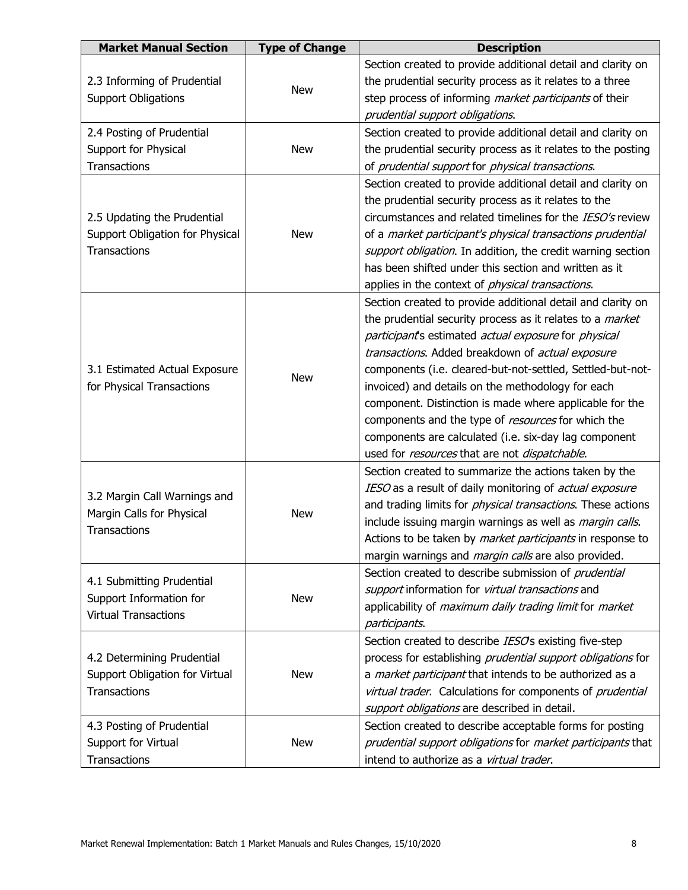| Market Manual Section | Type of Change | Description |
|---|---|---|
| 2.3 Informing of Prudential Support Obligations | New | Section created to provide additional detail and clarity on the prudential security process as it relates to a three step process of informing *market participants* of their *prudential support obligations*. |
| 2.4 Posting of Prudential Support for Physical Transactions | New | Section created to provide additional detail and clarity on the prudential security process as it relates to the posting of *prudential support* for *physical transactions*. |
| 2.5 Updating the Prudential Support Obligation for Physical Transactions | New | Section created to provide additional detail and clarity on the prudential security process as it relates to the circumstances and related timelines for the *IESO's* review of a *market participant's physical transactions prudential support obligation*. In addition, the credit warning section has been shifted under this section and written as it applies in the context of *physical transactions*. |
| 3.1 Estimated Actual Exposure for Physical Transactions | New | Section created to provide additional detail and clarity on the prudential security process as it relates to a *market participant*'s estimated *actual exposure* for *physical transactions*. Added breakdown of *actual exposure* components (i.e. cleared-but-not-settled, Settled-but-not-invoiced) and details on the methodology for each component. Distinction is made where applicable for the components and the type of *resources* for which the components are calculated (i.e. six-day lag component used for *resources* that are not *dispatchable*. |
| 3.2 Margin Call Warnings and Margin Calls for Physical Transactions | New | Section created to summarize the actions taken by the *IESO* as a result of daily monitoring of *actual exposure* and trading limits for *physical transactions*. These actions include issuing margin warnings as well as *margin calls*. Actions to be taken by *market participants* in response to margin warnings and *margin calls* are also provided. |
| 4.1 Submitting Prudential Support Information for Virtual Transactions | New | Section created to describe submission of *prudential support* information for *virtual transactions* and applicability of *maximum daily trading limit* for *market participants*. |
| 4.2 Determining Prudential Support Obligation for Virtual Transactions | New | Section created to describe *IESO*'s existing five-step process for establishing *prudential support obligations* for a *market participant* that intends to be authorized as a *virtual trader*. Calculations for components of *prudential support obligations* are described in detail. |
| 4.3 Posting of Prudential Support for Virtual Transactions | New | Section created to describe acceptable forms for posting *prudential support obligations* for *market participants* that intend to authorize as a *virtual trader*. |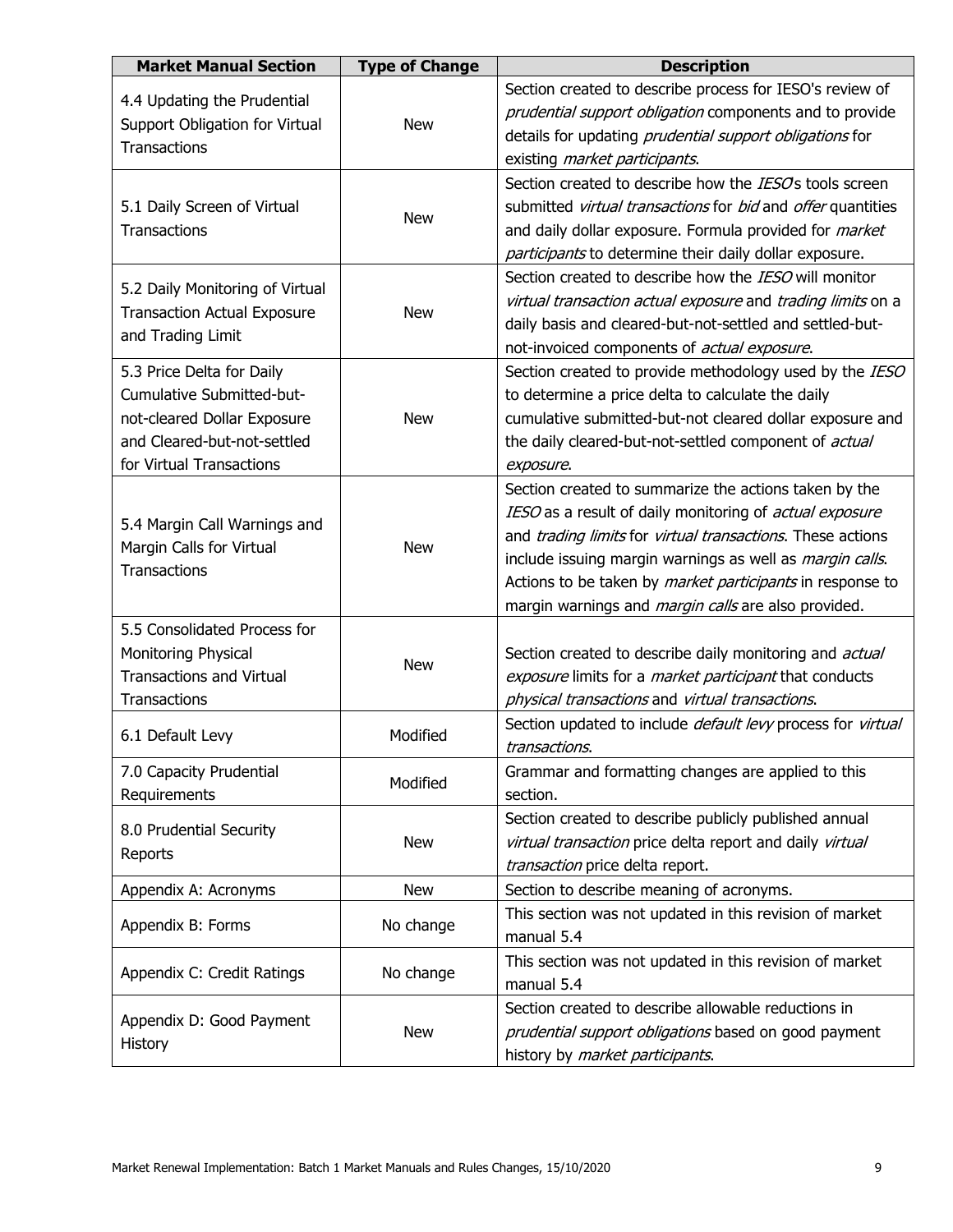| Market Manual Section | Type of Change | Description |
|---|---|---|
| 4.4 Updating the Prudential Support Obligation for Virtual Transactions | New | Section created to describe process for IESO's review of *prudential support obligation* components and to provide details for updating *prudential support obligations* for existing *market participants*. |
| 5.1 Daily Screen of Virtual Transactions | New | Section created to describe how the *IESO*'s tools screen submitted *virtual transactions* for *bid* and *offer* quantities and daily dollar exposure. Formula provided for *market participants* to determine their daily dollar exposure. |
| 5.2 Daily Monitoring of Virtual Transaction Actual Exposure and Trading Limit | New | Section created to describe how the *IESO* will monitor *virtual transaction actual exposure* and *trading limits* on a daily basis and cleared-but-not-settled and settled-but-not-invoiced components of *actual exposure*. |
| 5.3 Price Delta for Daily Cumulative Submitted-but-not-cleared Dollar Exposure and Cleared-but-not-settled for Virtual Transactions | New | Section created to provide methodology used by the *IESO* to determine a price delta to calculate the daily cumulative submitted-but-not cleared dollar exposure and the daily cleared-but-not-settled component of *actual exposure*. |
| 5.4 Margin Call Warnings and Margin Calls for Virtual Transactions | New | Section created to summarize the actions taken by the *IESO* as a result of daily monitoring of *actual exposure* and *trading limits* for *virtual transactions*. These actions include issuing margin warnings as well as *margin calls*. Actions to be taken by *market participants* in response to margin warnings and *margin calls* are also provided. |
| 5.5 Consolidated Process for Monitoring Physical Transactions and Virtual Transactions | New | Section created to describe daily monitoring and *actual exposure* limits for a *market participant* that conducts *physical transactions* and *virtual transactions*. |
| 6.1 Default Levy | Modified | Section updated to include *default levy* process for *virtual transactions*. |
| 7.0 Capacity Prudential Requirements | Modified | Grammar and formatting changes are applied to this section. |
| 8.0 Prudential Security Reports | New | Section created to describe publicly published annual *virtual transaction* price delta report and daily *virtual transaction* price delta report. |
| Appendix A: Acronyms | New | Section to describe meaning of acronyms. |
| Appendix B: Forms | No change | This section was not updated in this revision of market manual 5.4 |
| Appendix C: Credit Ratings | No change | This section was not updated in this revision of market manual 5.4 |
| Appendix D: Good Payment History | New | Section created to describe allowable reductions in *prudential support obligations* based on good payment history by *market participants*. |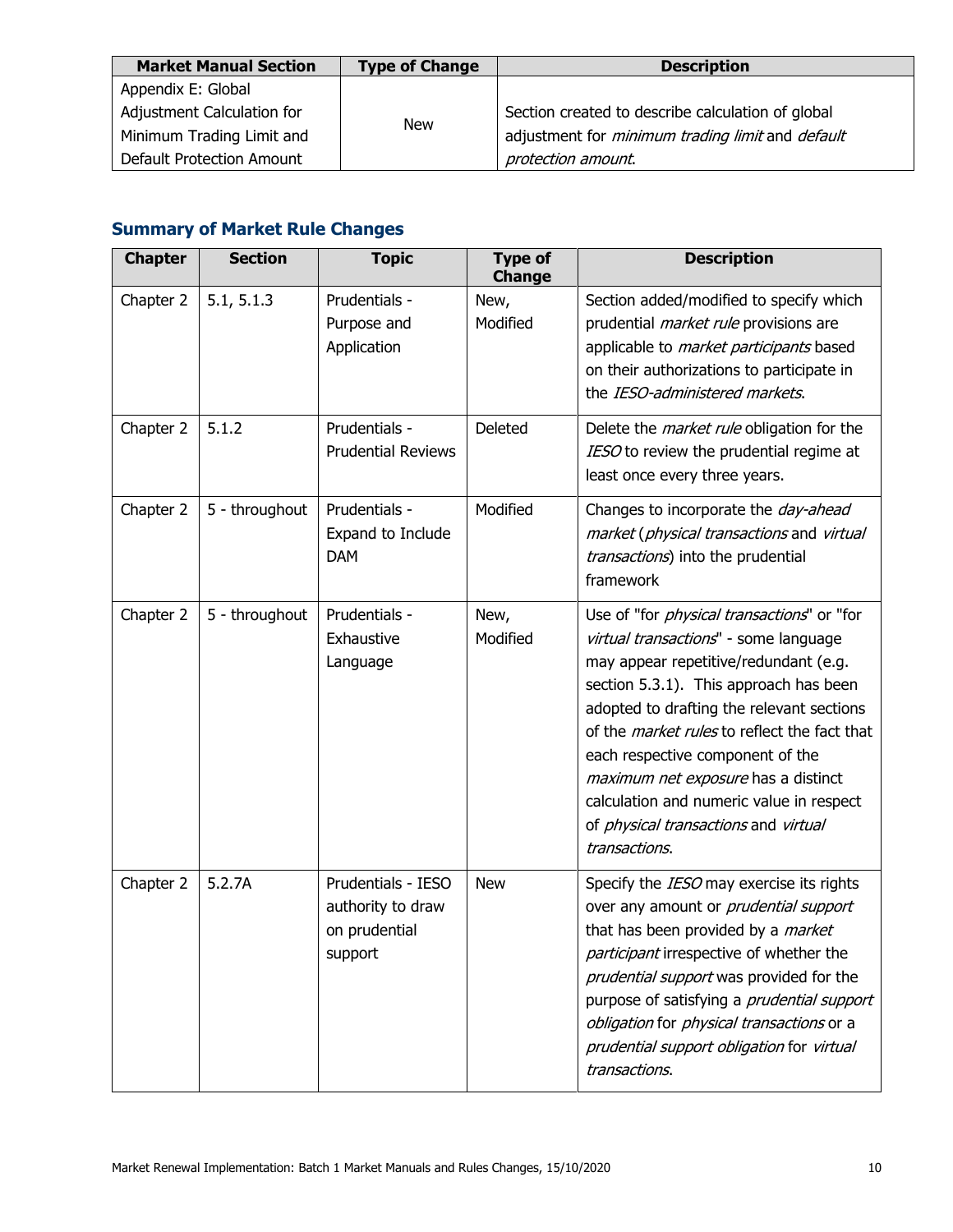| Market Manual Section | Type of Change | Description |
| --- | --- | --- |
| Appendix E: Global Adjustment Calculation for Minimum Trading Limit and Default Protection Amount | New | Section created to describe calculation of global adjustment for *minimum trading limit* and *default protection amount*. |

## Summary of Market Rule Changes

| Chapter | Section | Topic | Type of Change | Description |
| --- | --- | --- | --- | --- |
| Chapter 2 | 5.1, 5.1.3 | Prudentials - Purpose and Application | New, Modified | Section added/modified to specify which prudential *market rule* provisions are applicable to *market participants* based on their authorizations to participate in the *IESO-administered markets*. |
| Chapter 2 | 5.1.2 | Prudentials - Prudential Reviews | Deleted | Delete the *market rule* obligation for the *IESO* to review the prudential regime at least once every three years. |
| Chapter 2 | 5 - throughout | Prudentials - Expand to Include DAM | Modified | Changes to incorporate the *day-ahead market* (*physical transactions* and *virtual transactions*) into the prudential framework |
| Chapter 2 | 5 - throughout | Prudentials - Exhaustive Language | New, Modified | Use of "for *physical transactions*" or "for *virtual transactions*" - some language may appear repetitive/redundant (e.g. section 5.3.1). This approach has been adopted to drafting the relevant sections of the *market rules* to reflect the fact that each respective component of the *maximum net exposure* has a distinct calculation and numeric value in respect of *physical transactions* and *virtual transactions*. |
| Chapter 2 | 5.2.7A | Prudentials - IESO authority to draw on prudential support | New | Specify the *IESO* may exercise its rights over any amount or *prudential support* that has been provided by a *market participant* irrespective of whether the *prudential support* was provided for the purpose of satisfying a *prudential support obligation* for *physical transactions* or a *prudential support obligation* for *virtual transactions*. |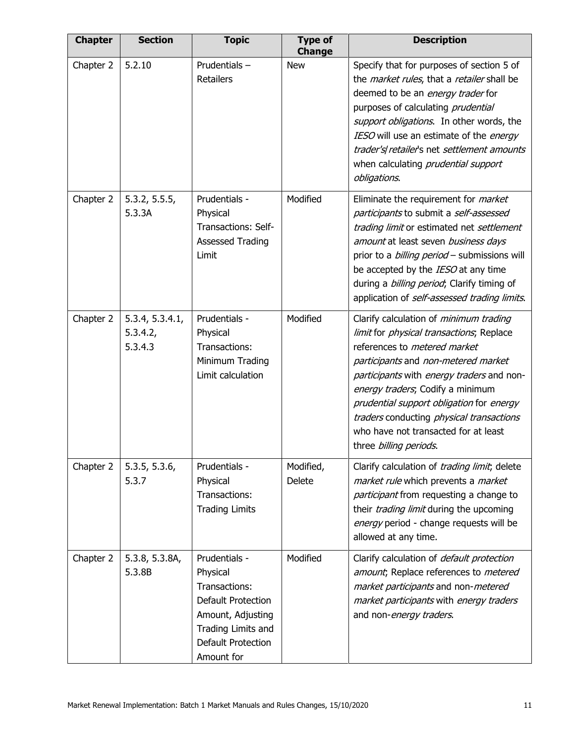| Chapter | Section | Topic | Type of Change | Description |
| --- | --- | --- | --- | --- |
| Chapter 2 | 5.2.10 | Prudentials – Retailers | New | Specify that for purposes of section 5 of the *market rules*, that a *retailer* shall be deemed to be an *energy trader* for purposes of calculating *prudential support obligations*. In other words, the *IESO* will use an estimate of the *energy trader's*/ *retailer*'s net *settlement amounts* when calculating *prudential support obligations*. |
| Chapter 2 | 5.3.2, 5.5.5, 5.3.3A | Prudentials - Physical Transactions: Self-Assessed Trading Limit | Modified | Eliminate the requirement for *market participants* to submit a *self-assessed trading limit* or estimated net *settlement amount* at least seven *business days* prior to a *billing period* – submissions will be accepted by the *IESO* at any time during a *billing period*; Clarify timing of application of *self-assessed trading limits*. |
| Chapter 2 | 5.3.4, 5.3.4.1, 5.3.4.2, 5.3.4.3 | Prudentials - Physical Transactions: Minimum Trading Limit calculation | Modified | Clarify calculation of *minimum trading limit* for *physical transactions*; Replace references to *metered market participants* and *non-metered market participants* with *energy traders* and non-*energy traders*; Codify a minimum *prudential support obligation* for *energy traders* conducting *physical transactions* who have not transacted for at least three *billing periods*. |
| Chapter 2 | 5.3.5, 5.3.6, 5.3.7 | Prudentials - Physical Transactions: Trading Limits | Modified, Delete | Clarify calculation of *trading limit*; delete *market rule* which prevents a *market participant* from requesting a change to their *trading limit* during the upcoming *energy* period - change requests will be allowed at any time. |
| Chapter 2 | 5.3.8, 5.3.8A, 5.3.8B | Prudentials - Physical Transactions: Default Protection Amount, Adjusting Trading Limits and Default Protection Amount for | Modified | Clarify calculation of *default protection amount*; Replace references to *metered market participants* and non-*metered market participants* with *energy traders* and non-*energy traders*. |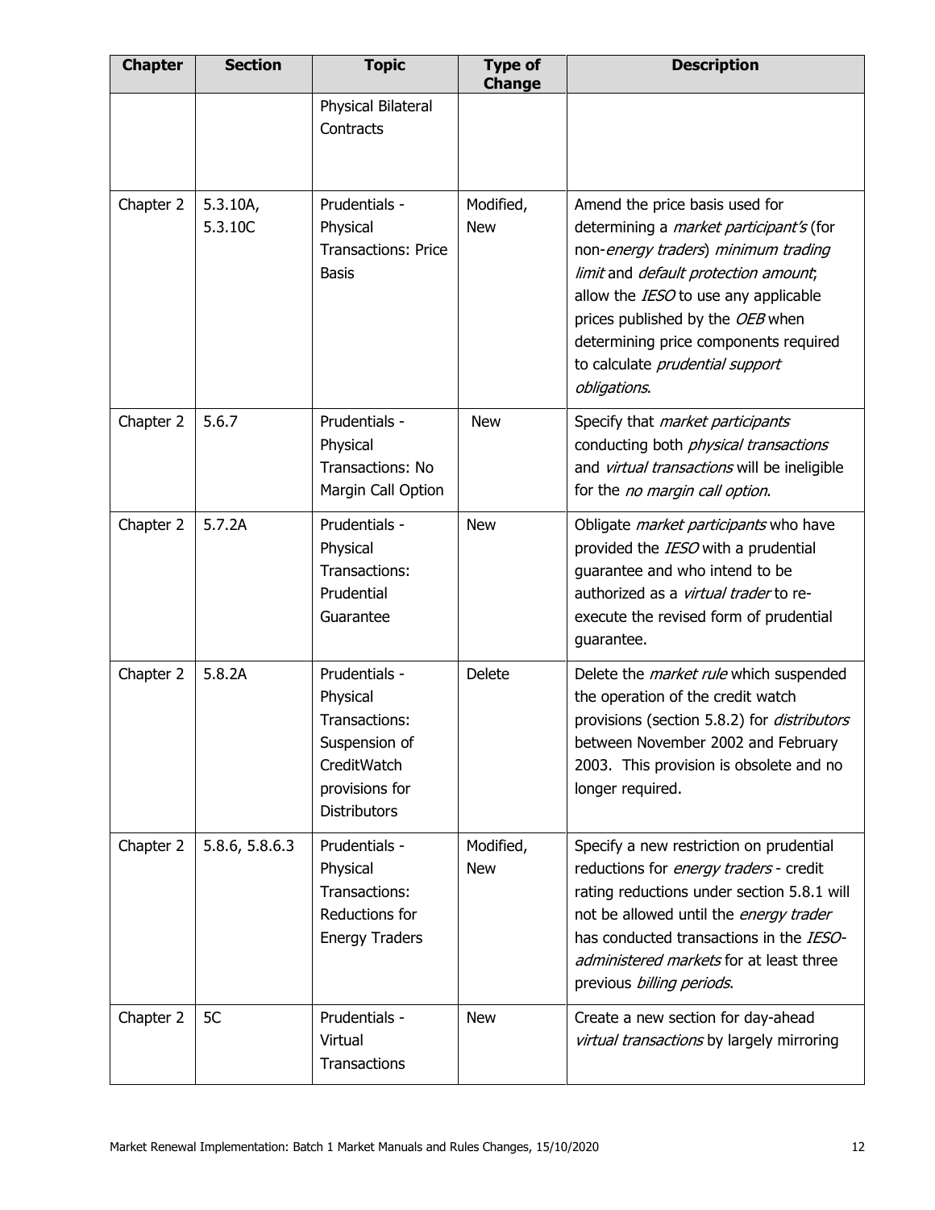| Chapter | Section | Topic | Type of Change | Description |
|---|---|---|---|---|
| | | Physical Bilateral Contracts | | |
| Chapter 2 | 5.3.10A, 5.3.10C | Prudentials - Physical Transactions: Price Basis | Modified, New | Amend the price basis used for determining a *market participant's* (for non-*energy traders*) *minimum trading limit* and *default protection amount*; allow the *IESO* to use any applicable prices published by the *OEB* when determining price components required to calculate *prudential support obligations*. |
| Chapter 2 | 5.6.7 | Prudentials - Physical Transactions: No Margin Call Option | New | Specify that *market participants* conducting both *physical transactions* and *virtual transactions* will be ineligible for the *no margin call option*. |
| Chapter 2 | 5.7.2A | Prudentials - Physical Transactions: Prudential Guarantee | New | Obligate *market participants* who have provided the *IESO* with a prudential guarantee and who intend to be authorized as a *virtual trader* to re-execute the revised form of prudential guarantee. |
| Chapter 2 | 5.8.2A | Prudentials - Physical Transactions: Suspension of CreditWatch provisions for Distributors | Delete | Delete the *market rule* which suspended the operation of the credit watch provisions (section 5.8.2) for *distributors* between November 2002 and February 2003. This provision is obsolete and no longer required. |
| Chapter 2 | 5.8.6, 5.8.6.3 | Prudentials - Physical Transactions: Reductions for Energy Traders | Modified, New | Specify a new restriction on prudential reductions for *energy traders* - credit rating reductions under section 5.8.1 will not be allowed until the *energy trader* has conducted transactions in the *IESO-administered markets* for at least three previous *billing periods*. |
| Chapter 2 | 5C | Prudentials - Virtual Transactions | New | Create a new section for day-ahead *virtual transactions* by largely mirroring |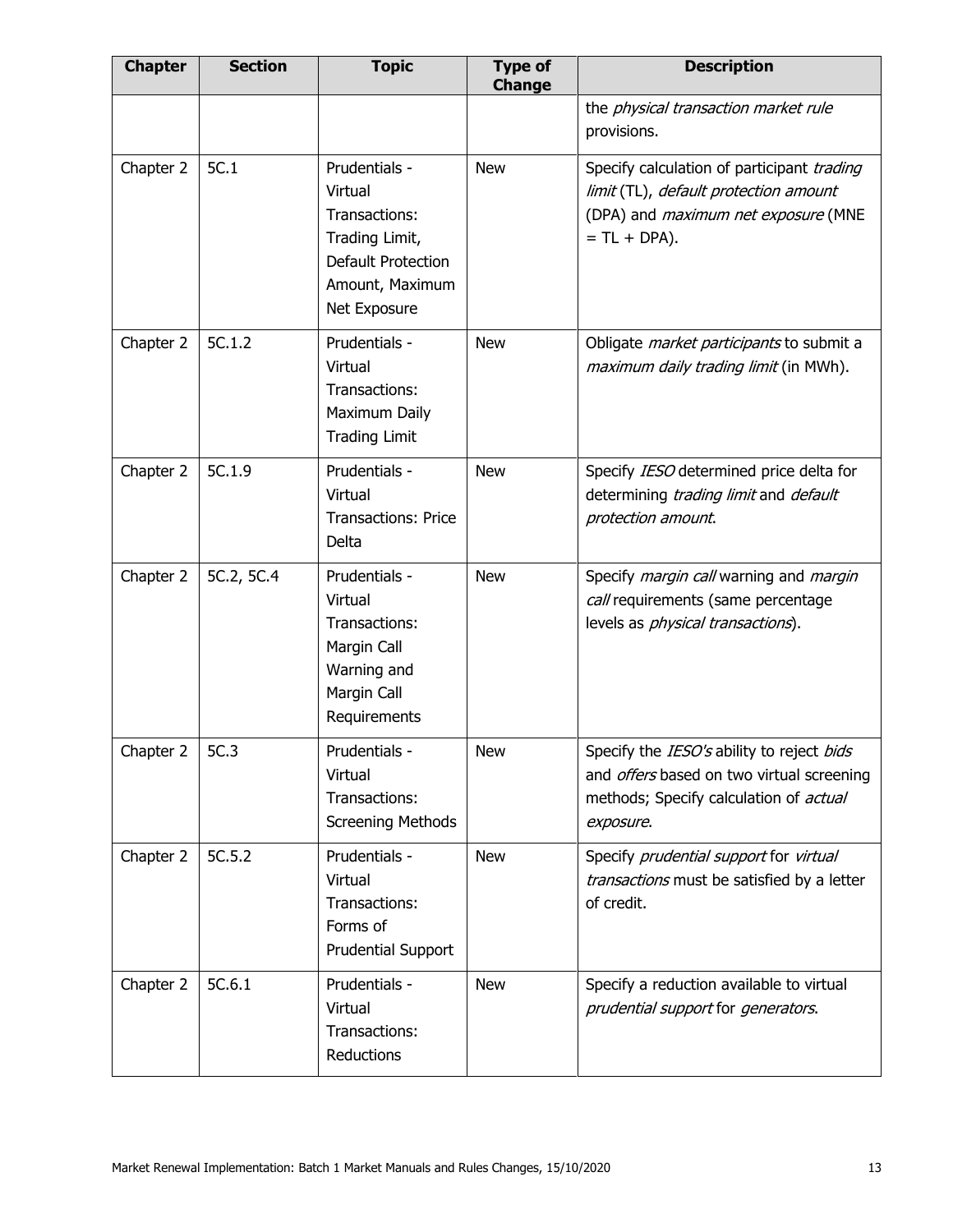| Chapter | Section | Topic | Type of Change | Description |
|---|---|---|---|---|
| | | | | the *physical transaction market rule* provisions. |
| Chapter 2 | 5C.1 | Prudentials - Virtual Transactions: Trading Limit, Default Protection Amount, Maximum Net Exposure | New | Specify calculation of participant *trading limit* (TL), *default protection amount* (DPA) and *maximum net exposure* (MNE = TL + DPA). |
| Chapter 2 | 5C.1.2 | Prudentials - Virtual Transactions: Maximum Daily Trading Limit | New | Obligate *market participants* to submit a *maximum daily trading limit* (in MWh). |
| Chapter 2 | 5C.1.9 | Prudentials - Virtual Transactions: Price Delta | New | Specify *IESO* determined price delta for determining *trading limit* and *default protection amount*. |
| Chapter 2 | 5C.2, 5C.4 | Prudentials - Virtual Transactions: Margin Call Warning and Margin Call Requirements | New | Specify *margin call* warning and *margin call* requirements (same percentage levels as *physical transactions*). |
| Chapter 2 | 5C.3 | Prudentials - Virtual Transactions: Screening Methods | New | Specify the *IESO's* ability to reject *bids* and *offers* based on two virtual screening methods; Specify calculation of *actual exposure*. |
| Chapter 2 | 5C.5.2 | Prudentials - Virtual Transactions: Forms of Prudential Support | New | Specify *prudential support* for *virtual transactions* must be satisfied by a letter of credit. |
| Chapter 2 | 5C.6.1 | Prudentials - Virtual Transactions: Reductions | New | Specify a reduction available to virtual *prudential support* for *generators*. |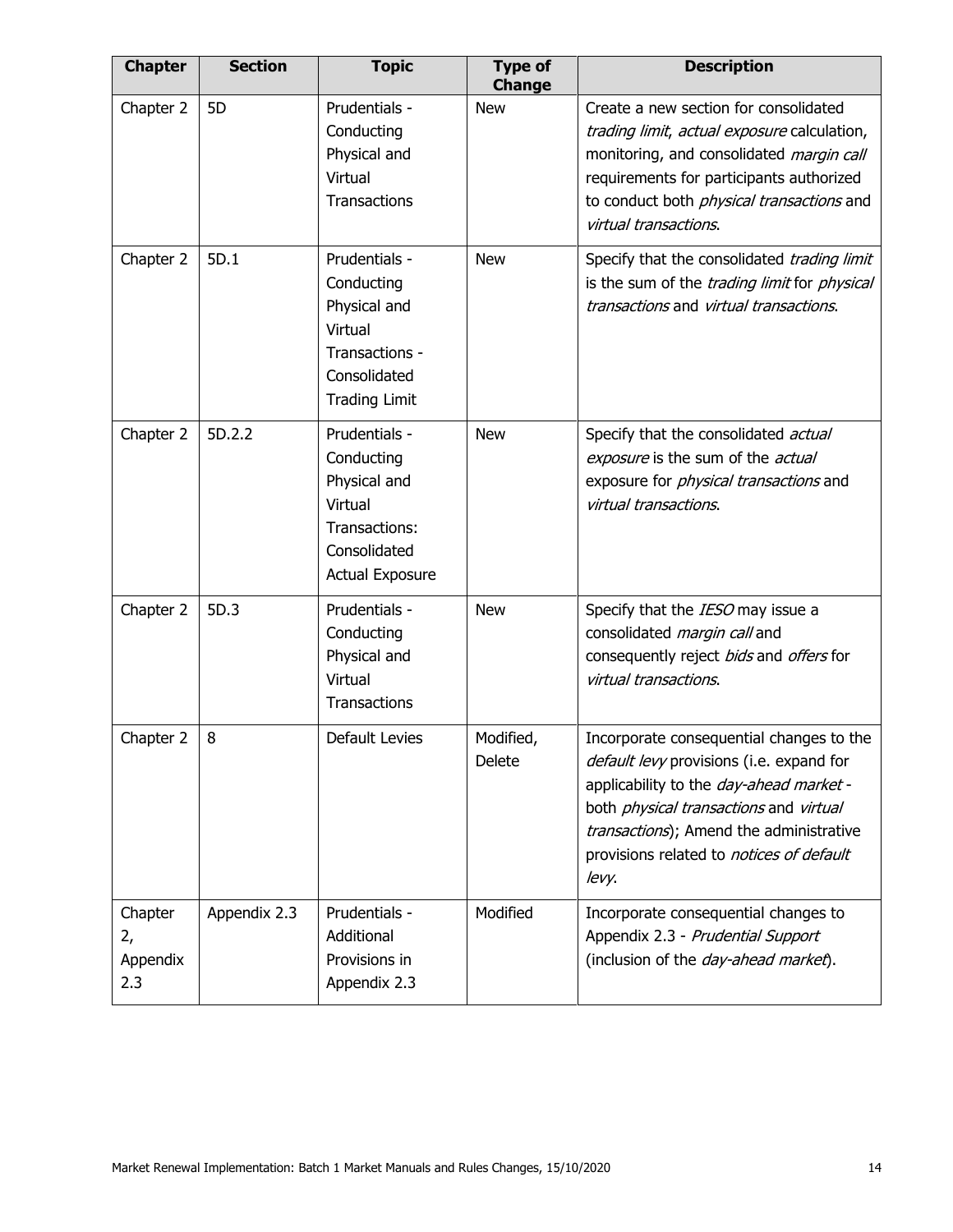| Chapter | Section | Topic | Type of Change | Description |
|---|---|---|---|---|
| Chapter 2 | 5D | Prudentials - Conducting Physical and Virtual Transactions | New | Create a new section for consolidated *trading limit*, *actual exposure* calculation, monitoring, and consolidated *margin call* requirements for participants authorized to conduct both *physical transactions* and *virtual transactions*. |
| Chapter 2 | 5D.1 | Prudentials - Conducting Physical and Virtual Transactions - Consolidated Trading Limit | New | Specify that the consolidated *trading limit* is the sum of the *trading limit* for *physical transactions* and *virtual transactions*. |
| Chapter 2 | 5D.2.2 | Prudentials - Conducting Physical and Virtual Transactions: Consolidated Actual Exposure | New | Specify that the consolidated *actual exposure* is the sum of the *actual* exposure for *physical transactions* and *virtual transactions*. |
| Chapter 2 | 5D.3 | Prudentials - Conducting Physical and Virtual Transactions | New | Specify that the *IESO* may issue a consolidated *margin call* and consequently reject *bids* and *offers* for *virtual transactions*. |
| Chapter 2 | 8 | Default Levies | Modified, Delete | Incorporate consequential changes to the *default levy* provisions (i.e. expand for applicability to the *day-ahead market* - both *physical transactions* and *virtual transactions*); Amend the administrative provisions related to *notices of default levy*. |
| Chapter 2, Appendix 2.3 | Appendix 2.3 | Prudentials - Additional Provisions in Appendix 2.3 | Modified | Incorporate consequential changes to Appendix 2.3 - *Prudential Support* (inclusion of the *day-ahead market*). |